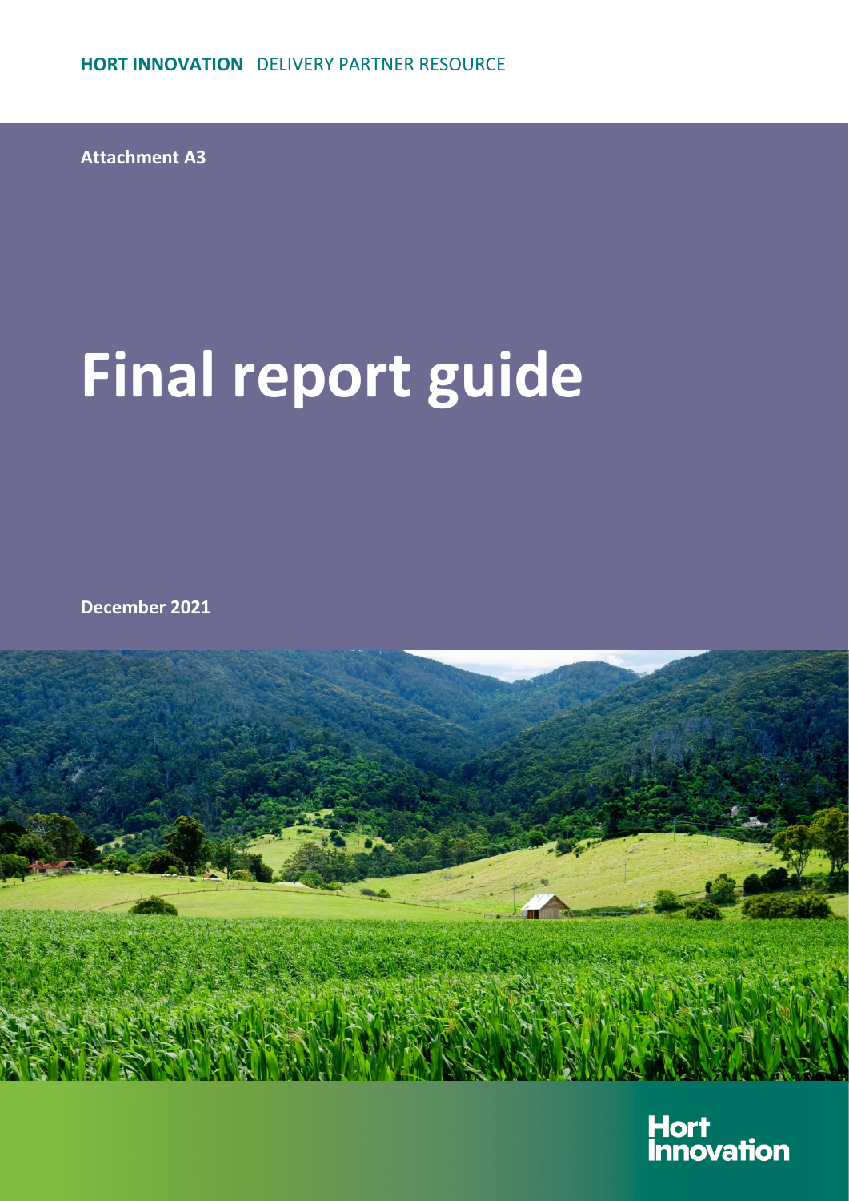**HORT INNOVATION** DELIVERY PARTNER RESOURCE

**Attachment A3**

# Final report guide

**December 2021**

Hort Innovation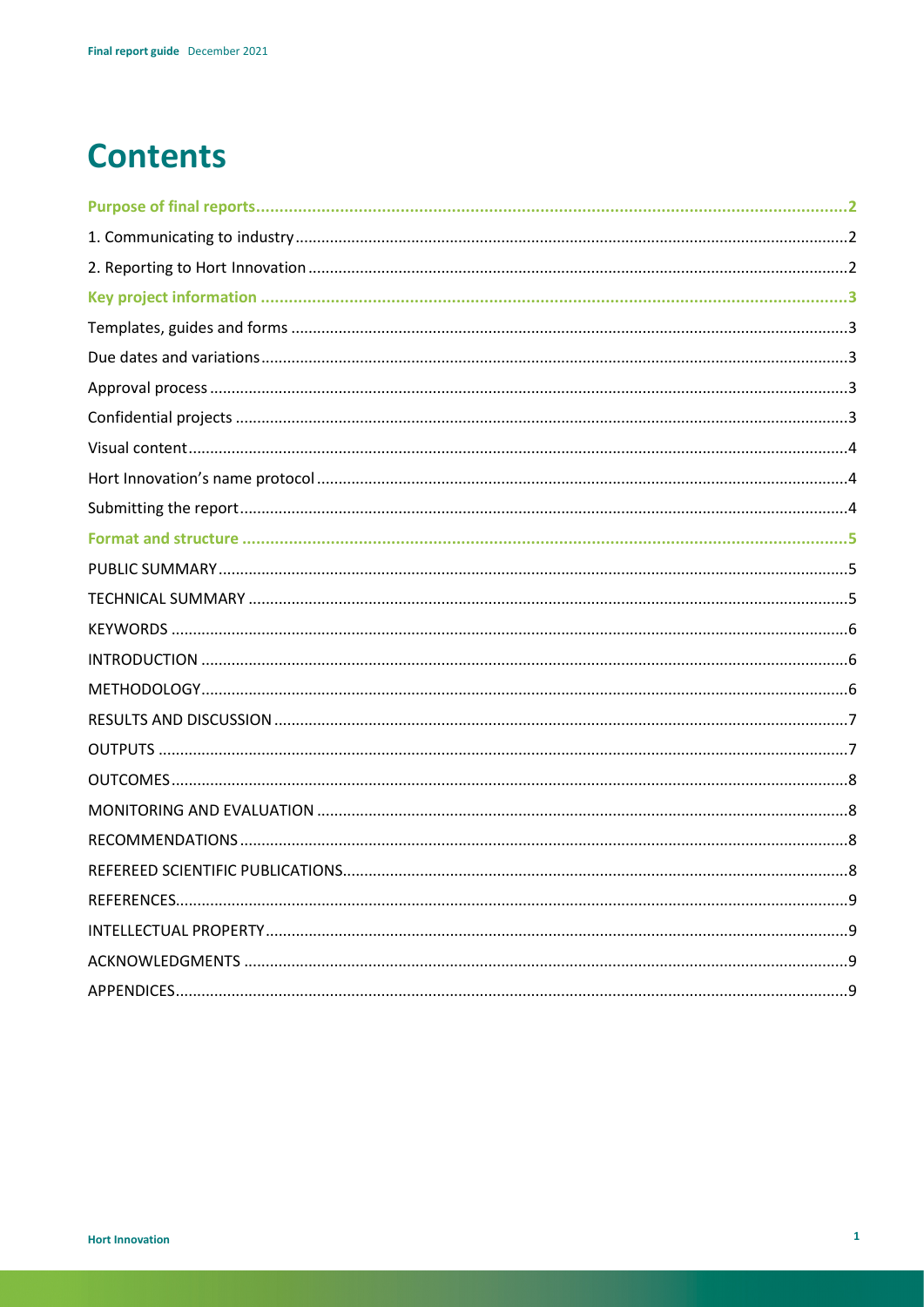# Contents

**Purpose of final reports** ..... **2**

1. Communicating to industry ..... 2
2. Reporting to Hort Innovation ..... 2

**Key project information** ..... **3**

Templates, guides and forms ..... 3

Due dates and variations ..... 3

Approval process ..... 3

Confidential projects ..... 3

Visual content ..... 4

Hort Innovation's name protocol ..... 4

Submitting the report ..... 4

**Format and structure** ..... **5**

PUBLIC SUMMARY ..... 5

TECHNICAL SUMMARY ..... 5

KEYWORDS ..... 6

INTRODUCTION ..... 6

METHODOLOGY ..... 6

RESULTS AND DISCUSSION ..... 7

OUTPUTS ..... 7

OUTCOMES ..... 8

MONITORING AND EVALUATION ..... 8

RECOMMENDATIONS ..... 8

REFEREED SCIENTIFIC PUBLICATIONS ..... 8

REFERENCES ..... 9

INTELLECTUAL PROPERTY ..... 9

ACKNOWLEDGMENTS ..... 9

APPENDICES ..... 9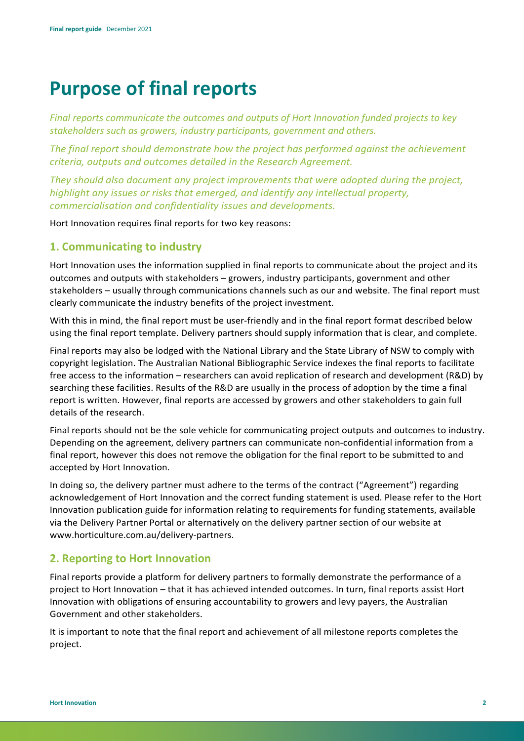# Purpose of final reports

*Final reports communicate the outcomes and outputs of Hort Innovation funded projects to key stakeholders such as growers, industry participants, government and others.*

*The final report should demonstrate how the project has performed against the achievement criteria, outputs and outcomes detailed in the Research Agreement.*

*They should also document any project improvements that were adopted during the project, highlight any issues or risks that emerged, and identify any intellectual property, commercialisation and confidentiality issues and developments.*

Hort Innovation requires final reports for two key reasons:

## 1. Communicating to industry

Hort Innovation uses the information supplied in final reports to communicate about the project and its outcomes and outputs with stakeholders – growers, industry participants, government and other stakeholders – usually through communications channels such as our and website. The final report must clearly communicate the industry benefits of the project investment.

With this in mind, the final report must be user-friendly and in the final report format described below using the final report template. Delivery partners should supply information that is clear, and complete.

Final reports may also be lodged with the National Library and the State Library of NSW to comply with copyright legislation. The Australian National Bibliographic Service indexes the final reports to facilitate free access to the information – researchers can avoid replication of research and development (R&D) by searching these facilities. Results of the R&D are usually in the process of adoption by the time a final report is written. However, final reports are accessed by growers and other stakeholders to gain full details of the research.

Final reports should not be the sole vehicle for communicating project outputs and outcomes to industry. Depending on the agreement, delivery partners can communicate non-confidential information from a final report, however this does not remove the obligation for the final report to be submitted to and accepted by Hort Innovation.

In doing so, the delivery partner must adhere to the terms of the contract ("Agreement") regarding acknowledgement of Hort Innovation and the correct funding statement is used. Please refer to the Hort Innovation publication guide for information relating to requirements for funding statements, available via the Delivery Partner Portal or alternatively on the delivery partner section of our website at www.horticulture.com.au/delivery-partners.

## 2. Reporting to Hort Innovation

Final reports provide a platform for delivery partners to formally demonstrate the performance of a project to Hort Innovation – that it has achieved intended outcomes. In turn, final reports assist Hort Innovation with obligations of ensuring accountability to growers and levy payers, the Australian Government and other stakeholders.

It is important to note that the final report and achievement of all milestone reports completes the project.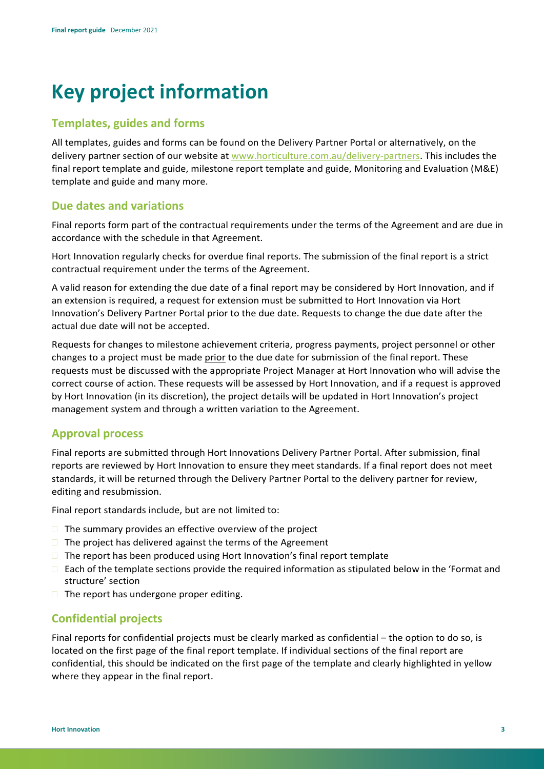# Key project information

## Templates, guides and forms

All templates, guides and forms can be found on the Delivery Partner Portal or alternatively, on the delivery partner section of our website at [www.horticulture.com.au/delivery-partners](www.horticulture.com.au/delivery-partners). This includes the final report template and guide, milestone report template and guide, Monitoring and Evaluation (M&E) template and guide and many more.

## Due dates and variations

Final reports form part of the contractual requirements under the terms of the Agreement and are due in accordance with the schedule in that Agreement.

Hort Innovation regularly checks for overdue final reports. The submission of the final report is a strict contractual requirement under the terms of the Agreement.

A valid reason for extending the due date of a final report may be considered by Hort Innovation, and if an extension is required, a request for extension must be submitted to Hort Innovation via Hort Innovation's Delivery Partner Portal prior to the due date. Requests to change the due date after the actual due date will not be accepted.

Requests for changes to milestone achievement criteria, progress payments, project personnel or other changes to a project must be made <u>prior</u> to the due date for submission of the final report. These requests must be discussed with the appropriate Project Manager at Hort Innovation who will advise the correct course of action. These requests will be assessed by Hort Innovation, and if a request is approved by Hort Innovation (in its discretion), the project details will be updated in Hort Innovation's project management system and through a written variation to the Agreement.

## Approval process

Final reports are submitted through Hort Innovations Delivery Partner Portal. After submission, final reports are reviewed by Hort Innovation to ensure they meet standards. If a final report does not meet standards, it will be returned through the Delivery Partner Portal to the delivery partner for review, editing and resubmission.

Final report standards include, but are not limited to:

- The summary provides an effective overview of the project
- The project has delivered against the terms of the Agreement
- The report has been produced using Hort Innovation's final report template
- Each of the template sections provide the required information as stipulated below in the 'Format and structure' section
- The report has undergone proper editing.

## Confidential projects

Final reports for confidential projects must be clearly marked as confidential – the option to do so, is located on the first page of the final report template. If individual sections of the final report are confidential, this should be indicated on the first page of the template and clearly highlighted in yellow where they appear in the final report.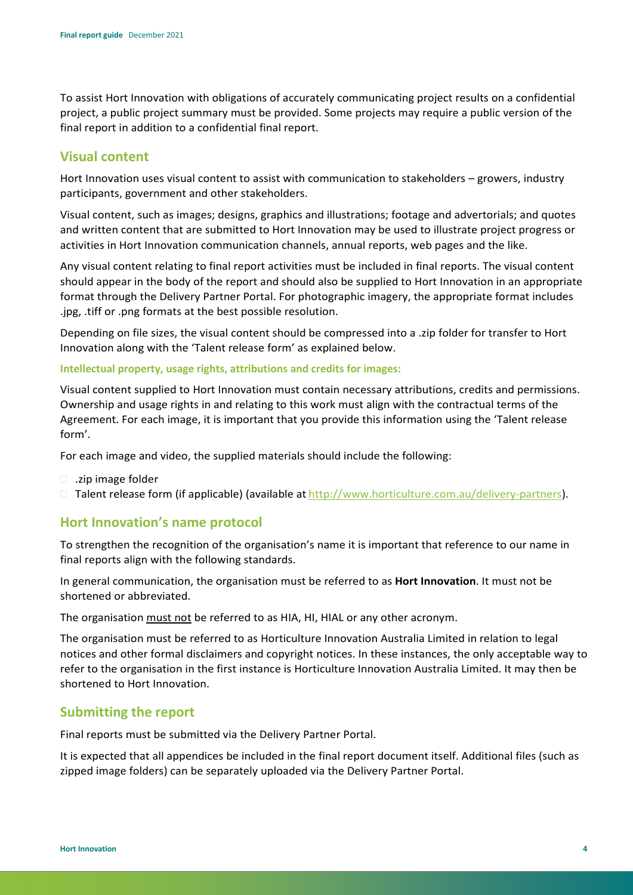To assist Hort Innovation with obligations of accurately communicating project results on a confidential project, a public project summary must be provided. Some projects may require a public version of the final report in addition to a confidential final report.

## Visual content

Hort Innovation uses visual content to assist with communication to stakeholders – growers, industry participants, government and other stakeholders.

Visual content, such as images; designs, graphics and illustrations; footage and advertorials; and quotes and written content that are submitted to Hort Innovation may be used to illustrate project progress or activities in Hort Innovation communication channels, annual reports, web pages and the like.

Any visual content relating to final report activities must be included in final reports. The visual content should appear in the body of the report and should also be supplied to Hort Innovation in an appropriate format through the Delivery Partner Portal. For photographic imagery, the appropriate format includes .jpg, .tiff or .png formats at the best possible resolution.

Depending on file sizes, the visual content should be compressed into a .zip folder for transfer to Hort Innovation along with the 'Talent release form' as explained below.

#### Intellectual property, usage rights, attributions and credits for images:

Visual content supplied to Hort Innovation must contain necessary attributions, credits and permissions. Ownership and usage rights in and relating to this work must align with the contractual terms of the Agreement. For each image, it is important that you provide this information using the 'Talent release form'.

For each image and video, the supplied materials should include the following:

- .zip image folder
- Talent release form (if applicable) (available at http://www.horticulture.com.au/delivery-partners).

## Hort Innovation's name protocol

To strengthen the recognition of the organisation's name it is important that reference to our name in final reports align with the following standards.

In general communication, the organisation must be referred to as **Hort Innovation**. It must not be shortened or abbreviated.

The organisation must not be referred to as HIA, HI, HIAL or any other acronym.

The organisation must be referred to as Horticulture Innovation Australia Limited in relation to legal notices and other formal disclaimers and copyright notices. In these instances, the only acceptable way to refer to the organisation in the first instance is Horticulture Innovation Australia Limited. It may then be shortened to Hort Innovation.

## Submitting the report

Final reports must be submitted via the Delivery Partner Portal.

It is expected that all appendices be included in the final report document itself. Additional files (such as zipped image folders) can be separately uploaded via the Delivery Partner Portal.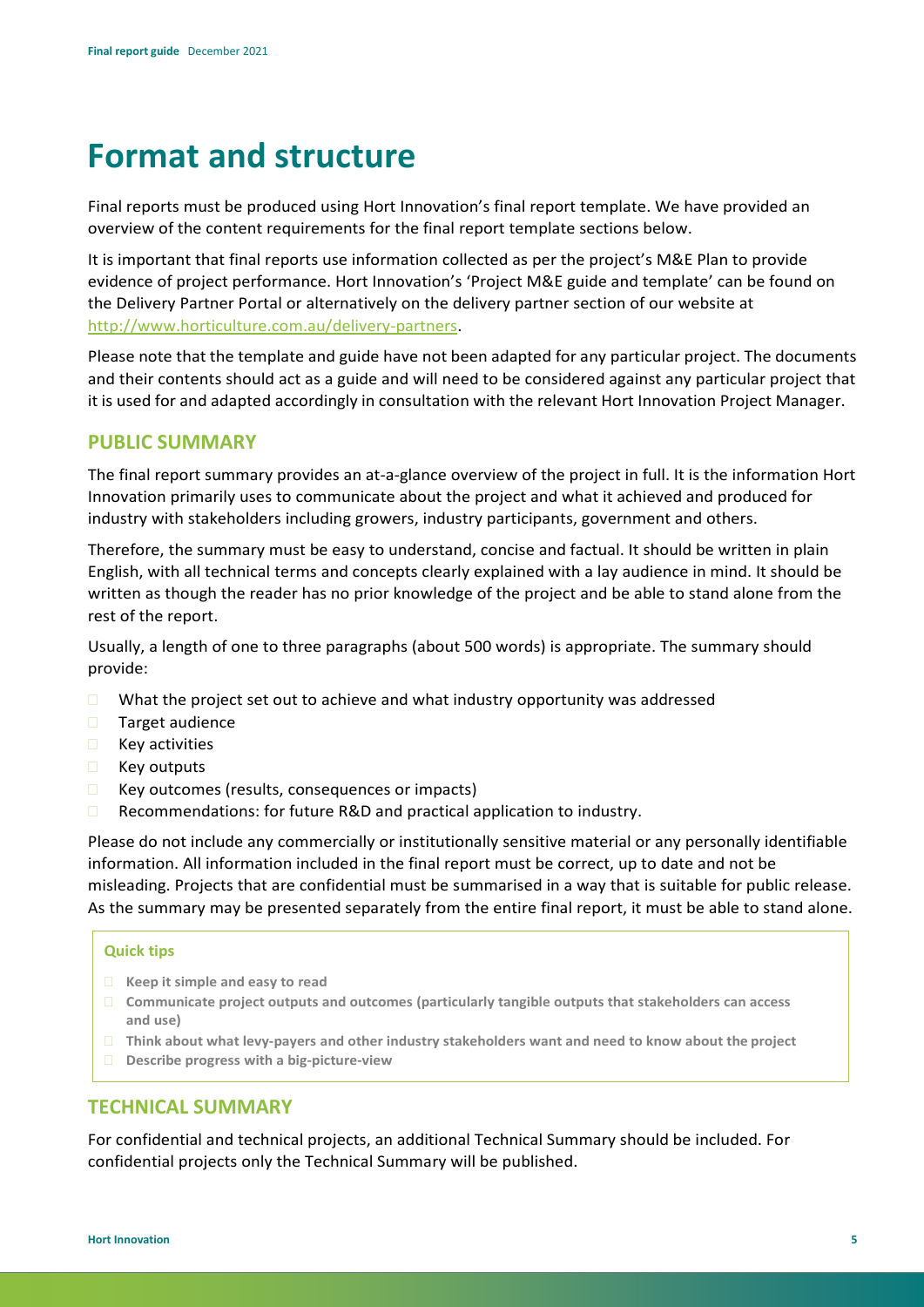# Format and structure

Final reports must be produced using Hort Innovation's final report template. We have provided an overview of the content requirements for the final report template sections below.

It is important that final reports use information collected as per the project's M&E Plan to provide evidence of project performance. Hort Innovation's 'Project M&E guide and template' can be found on the Delivery Partner Portal or alternatively on the delivery partner section of our website at [http://www.horticulture.com.au/delivery-partners](http://www.horticulture.com.au/delivery-partners).

Please note that the template and guide have not been adapted for any particular project. The documents and their contents should act as a guide and will need to be considered against any particular project that it is used for and adapted accordingly in consultation with the relevant Hort Innovation Project Manager.

## PUBLIC SUMMARY

The final report summary provides an at-a-glance overview of the project in full. It is the information Hort Innovation primarily uses to communicate about the project and what it achieved and produced for industry with stakeholders including growers, industry participants, government and others.

Therefore, the summary must be easy to understand, concise and factual. It should be written in plain English, with all technical terms and concepts clearly explained with a lay audience in mind. It should be written as though the reader has no prior knowledge of the project and be able to stand alone from the rest of the report.

Usually, a length of one to three paragraphs (about 500 words) is appropriate. The summary should provide:

- What the project set out to achieve and what industry opportunity was addressed
- Target audience
- Key activities
- Key outputs
- Key outcomes (results, consequences or impacts)
- Recommendations: for future R&D and practical application to industry.

Please do not include any commercially or institutionally sensitive material or any personally identifiable information. All information included in the final report must be correct, up to date and not be misleading. Projects that are confidential must be summarised in a way that is suitable for public release. As the summary may be presented separately from the entire final report, it must be able to stand alone.

**Quick tips**

- **Keep it simple and easy to read**
- **Communicate project outputs and outcomes (particularly tangible outputs that stakeholders can access and use)**
- **Think about what levy-payers and other industry stakeholders want and need to know about the project**
- **Describe progress with a big-picture-view**

## TECHNICAL SUMMARY

For confidential and technical projects, an additional Technical Summary should be included. For confidential projects only the Technical Summary will be published.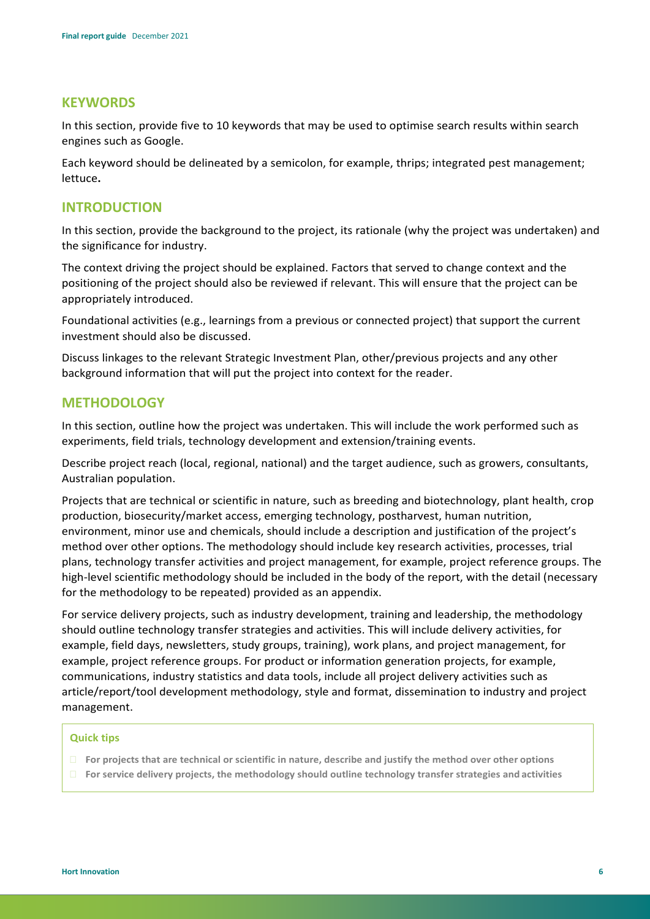## KEYWORDS

In this section, provide five to 10 keywords that may be used to optimise search results within search engines such as Google.

Each keyword should be delineated by a semicolon, for example, thrips; integrated pest management; lettuce**.**

## INTRODUCTION

In this section, provide the background to the project, its rationale (why the project was undertaken) and the significance for industry.

The context driving the project should be explained. Factors that served to change context and the positioning of the project should also be reviewed if relevant. This will ensure that the project can be appropriately introduced.

Foundational activities (e.g., learnings from a previous or connected project) that support the current investment should also be discussed.

Discuss linkages to the relevant Strategic Investment Plan, other/previous projects and any other background information that will put the project into context for the reader.

## METHODOLOGY

In this section, outline how the project was undertaken. This will include the work performed such as experiments, field trials, technology development and extension/training events.

Describe project reach (local, regional, national) and the target audience, such as growers, consultants, Australian population.

Projects that are technical or scientific in nature, such as breeding and biotechnology, plant health, crop production, biosecurity/market access, emerging technology, postharvest, human nutrition, environment, minor use and chemicals, should include a description and justification of the project's method over other options. The methodology should include key research activities, processes, trial plans, technology transfer activities and project management, for example, project reference groups. The high-level scientific methodology should be included in the body of the report, with the detail (necessary for the methodology to be repeated) provided as an appendix.

For service delivery projects, such as industry development, training and leadership, the methodology should outline technology transfer strategies and activities. This will include delivery activities, for example, field days, newsletters, study groups, training), work plans, and project management, for example, project reference groups. For product or information generation projects, for example, communications, industry statistics and data tools, include all project delivery activities such as article/report/tool development methodology, style and format, dissemination to industry and project management.

**Quick tips**

- **For projects that are technical or scientific in nature, describe and justify the method over other options**
- **For service delivery projects, the methodology should outline technology transfer strategies and activities**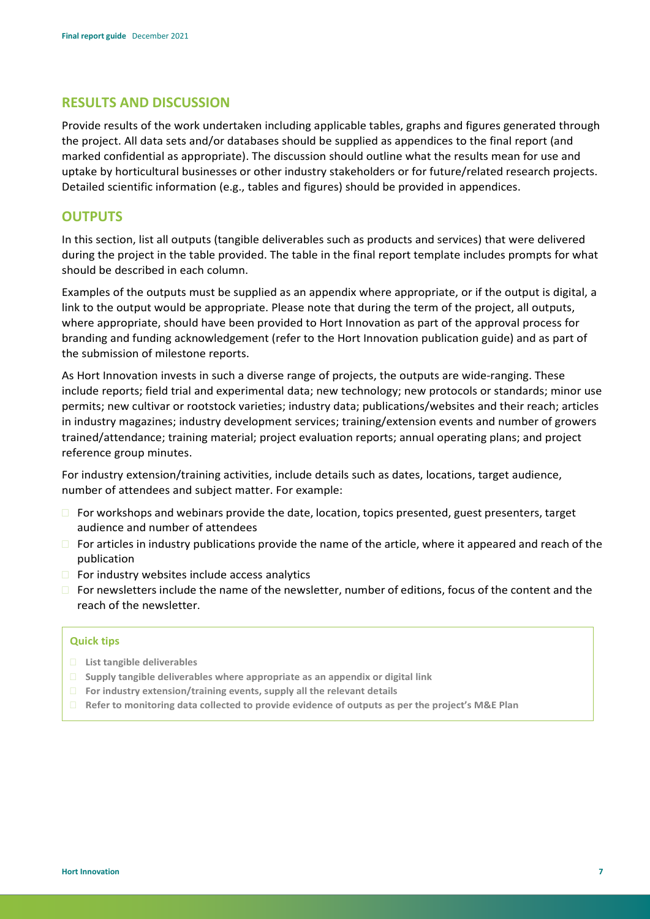## RESULTS AND DISCUSSION

Provide results of the work undertaken including applicable tables, graphs and figures generated through the project. All data sets and/or databases should be supplied as appendices to the final report (and marked confidential as appropriate). The discussion should outline what the results mean for use and uptake by horticultural businesses or other industry stakeholders or for future/related research projects. Detailed scientific information (e.g., tables and figures) should be provided in appendices.

## OUTPUTS

In this section, list all outputs (tangible deliverables such as products and services) that were delivered during the project in the table provided. The table in the final report template includes prompts for what should be described in each column.

Examples of the outputs must be supplied as an appendix where appropriate, or if the output is digital, a link to the output would be appropriate. Please note that during the term of the project, all outputs, where appropriate, should have been provided to Hort Innovation as part of the approval process for branding and funding acknowledgement (refer to the Hort Innovation publication guide) and as part of the submission of milestone reports.

As Hort Innovation invests in such a diverse range of projects, the outputs are wide-ranging. These include reports; field trial and experimental data; new technology; new protocols or standards; minor use permits; new cultivar or rootstock varieties; industry data; publications/websites and their reach; articles in industry magazines; industry development services; training/extension events and number of growers trained/attendance; training material; project evaluation reports; annual operating plans; and project reference group minutes.

For industry extension/training activities, include details such as dates, locations, target audience, number of attendees and subject matter. For example:

- For workshops and webinars provide the date, location, topics presented, guest presenters, target audience and number of attendees
- For articles in industry publications provide the name of the article, where it appeared and reach of the publication
- For industry websites include access analytics
- For newsletters include the name of the newsletter, number of editions, focus of the content and the reach of the newsletter.

**Quick tips**

- **List tangible deliverables**
- **Supply tangible deliverables where appropriate as an appendix or digital link**
- **For industry extension/training events, supply all the relevant details**
- **Refer to monitoring data collected to provide evidence of outputs as per the project's M&E Plan**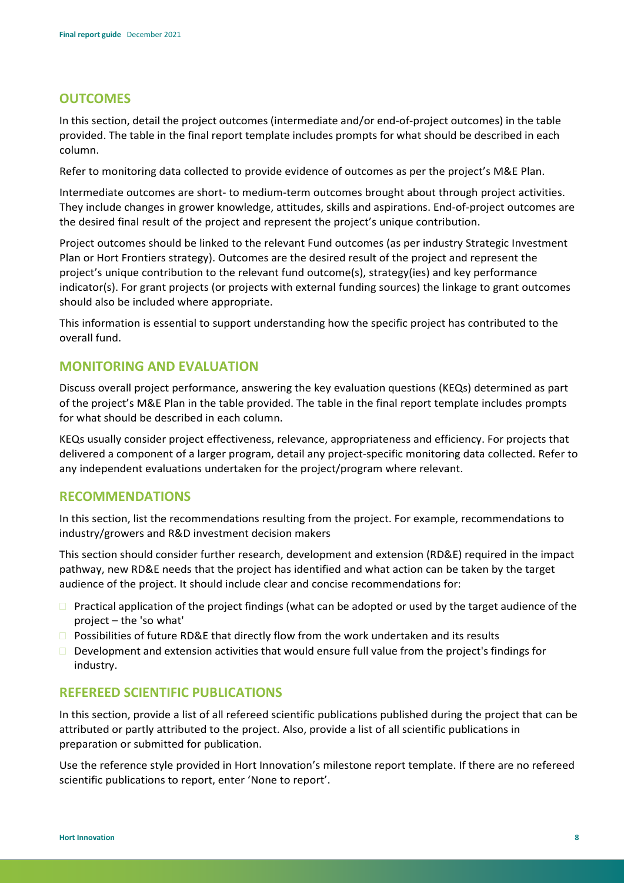## OUTCOMES

In this section, detail the project outcomes (intermediate and/or end-of-project outcomes) in the table provided. The table in the final report template includes prompts for what should be described in each column.

Refer to monitoring data collected to provide evidence of outcomes as per the project's M&E Plan.

Intermediate outcomes are short- to medium-term outcomes brought about through project activities. They include changes in grower knowledge, attitudes, skills and aspirations. End-of-project outcomes are the desired final result of the project and represent the project's unique contribution.

Project outcomes should be linked to the relevant Fund outcomes (as per industry Strategic Investment Plan or Hort Frontiers strategy). Outcomes are the desired result of the project and represent the project's unique contribution to the relevant fund outcome(s), strategy(ies) and key performance indicator(s). For grant projects (or projects with external funding sources) the linkage to grant outcomes should also be included where appropriate.

This information is essential to support understanding how the specific project has contributed to the overall fund.

## MONITORING AND EVALUATION

Discuss overall project performance, answering the key evaluation questions (KEQs) determined as part of the project's M&E Plan in the table provided. The table in the final report template includes prompts for what should be described in each column.

KEQs usually consider project effectiveness, relevance, appropriateness and efficiency. For projects that delivered a component of a larger program, detail any project-specific monitoring data collected. Refer to any independent evaluations undertaken for the project/program where relevant.

## RECOMMENDATIONS

In this section, list the recommendations resulting from the project. For example, recommendations to industry/growers and R&D investment decision makers

This section should consider further research, development and extension (RD&E) required in the impact pathway, new RD&E needs that the project has identified and what action can be taken by the target audience of the project. It should include clear and concise recommendations for:

- Practical application of the project findings (what can be adopted or used by the target audience of the project – the 'so what'
- Possibilities of future RD&E that directly flow from the work undertaken and its results
- Development and extension activities that would ensure full value from the project's findings for industry.

## REFEREED SCIENTIFIC PUBLICATIONS

In this section, provide a list of all refereed scientific publications published during the project that can be attributed or partly attributed to the project. Also, provide a list of all scientific publications in preparation or submitted for publication.

Use the reference style provided in Hort Innovation's milestone report template. If there are no refereed scientific publications to report, enter 'None to report'.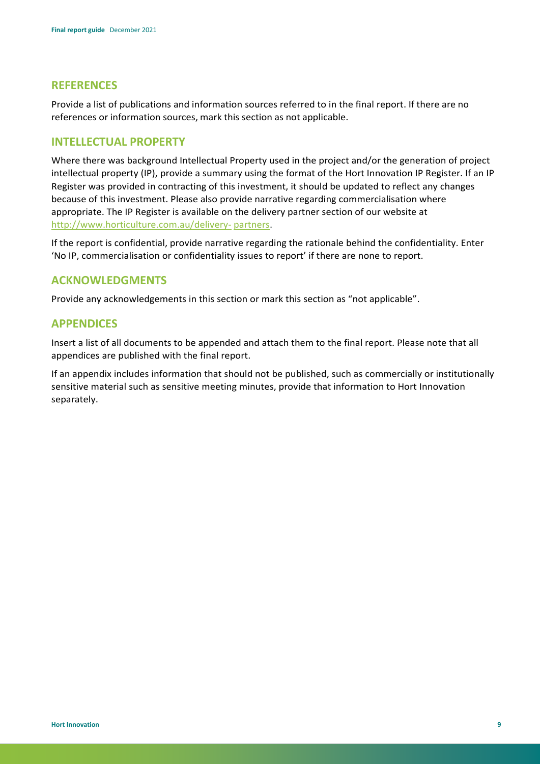## REFERENCES

Provide a list of publications and information sources referred to in the final report. If there are no references or information sources, mark this section as not applicable.

## INTELLECTUAL PROPERTY

Where there was background Intellectual Property used in the project and/or the generation of project intellectual property (IP), provide a summary using the format of the Hort Innovation IP Register. If an IP Register was provided in contracting of this investment, it should be updated to reflect any changes because of this investment. Please also provide narrative regarding commercialisation where appropriate. The IP Register is available on the delivery partner section of our website at [http://www.horticulture.com.au/delivery- partners](http://www.horticulture.com.au/delivery-partners).

If the report is confidential, provide narrative regarding the rationale behind the confidentiality. Enter 'No IP, commercialisation or confidentiality issues to report' if there are none to report.

## ACKNOWLEDGMENTS

Provide any acknowledgements in this section or mark this section as "not applicable".

## APPENDICES

Insert a list of all documents to be appended and attach them to the final report. Please note that all appendices are published with the final report.

If an appendix includes information that should not be published, such as commercially or institutionally sensitive material such as sensitive meeting minutes, provide that information to Hort Innovation separately.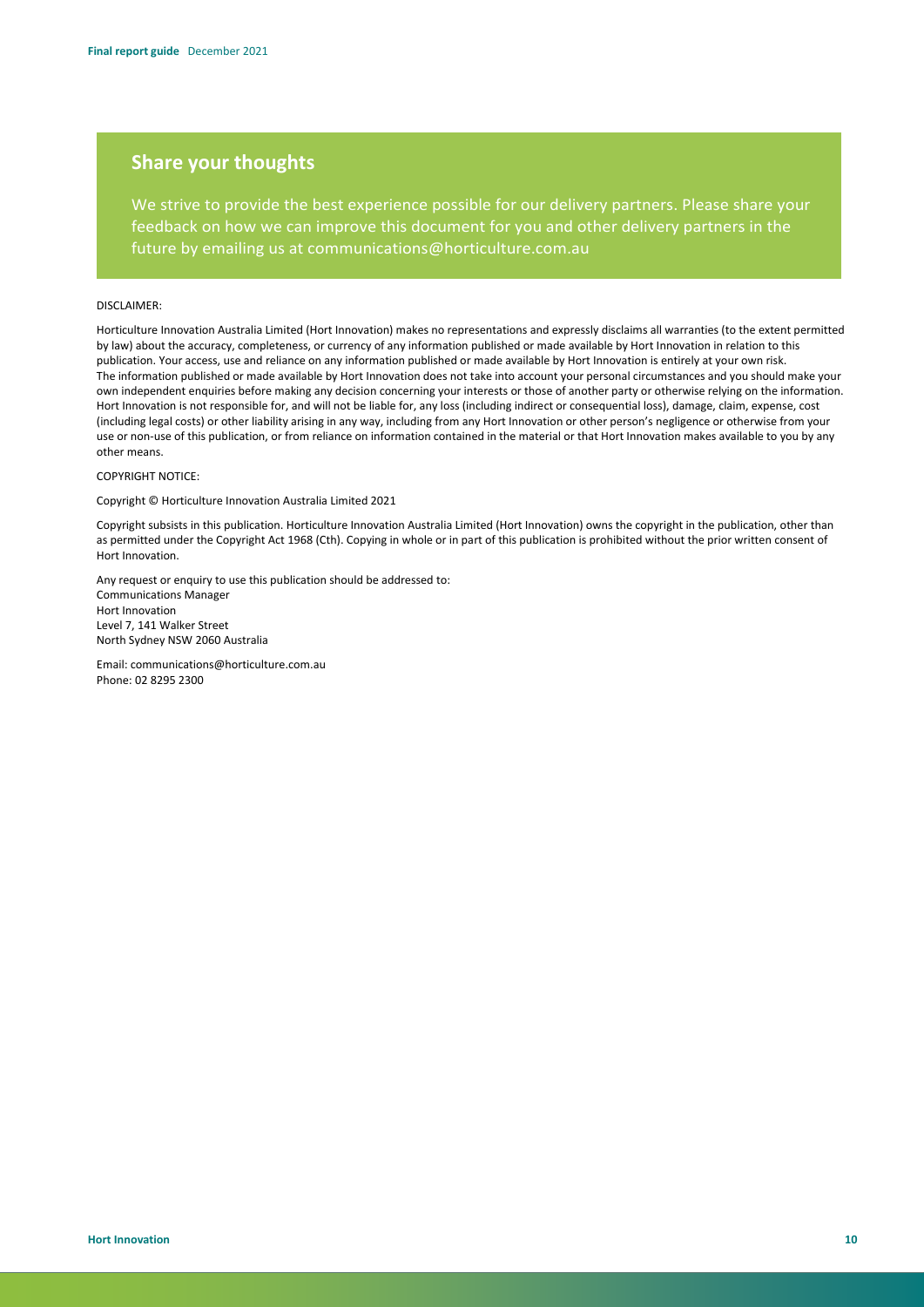## Share your thoughts

We strive to provide the best experience possible for our delivery partners. Please share your feedback on how we can improve this document for you and other delivery partners in the future by emailing us at communications@horticulture.com.au

DISCLAIMER:

Horticulture Innovation Australia Limited (Hort Innovation) makes no representations and expressly disclaims all warranties (to the extent permitted by law) about the accuracy, completeness, or currency of any information published or made available by Hort Innovation in relation to this publication. Your access, use and reliance on any information published or made available by Hort Innovation is entirely at your own risk. The information published or made available by Hort Innovation does not take into account your personal circumstances and you should make your own independent enquiries before making any decision concerning your interests or those of another party or otherwise relying on the information. Hort Innovation is not responsible for, and will not be liable for, any loss (including indirect or consequential loss), damage, claim, expense, cost (including legal costs) or other liability arising in any way, including from any Hort Innovation or other person's negligence or otherwise from your use or non-use of this publication, or from reliance on information contained in the material or that Hort Innovation makes available to you by any other means.

COPYRIGHT NOTICE:

Copyright © Horticulture Innovation Australia Limited 2021

Copyright subsists in this publication. Horticulture Innovation Australia Limited (Hort Innovation) owns the copyright in the publication, other than as permitted under the Copyright Act 1968 (Cth). Copying in whole or in part of this publication is prohibited without the prior written consent of Hort Innovation.

Any request or enquiry to use this publication should be addressed to:
Communications Manager
Hort Innovation
Level 7, 141 Walker Street
North Sydney NSW 2060 Australia

Email: communications@horticulture.com.au
Phone: 02 8295 2300